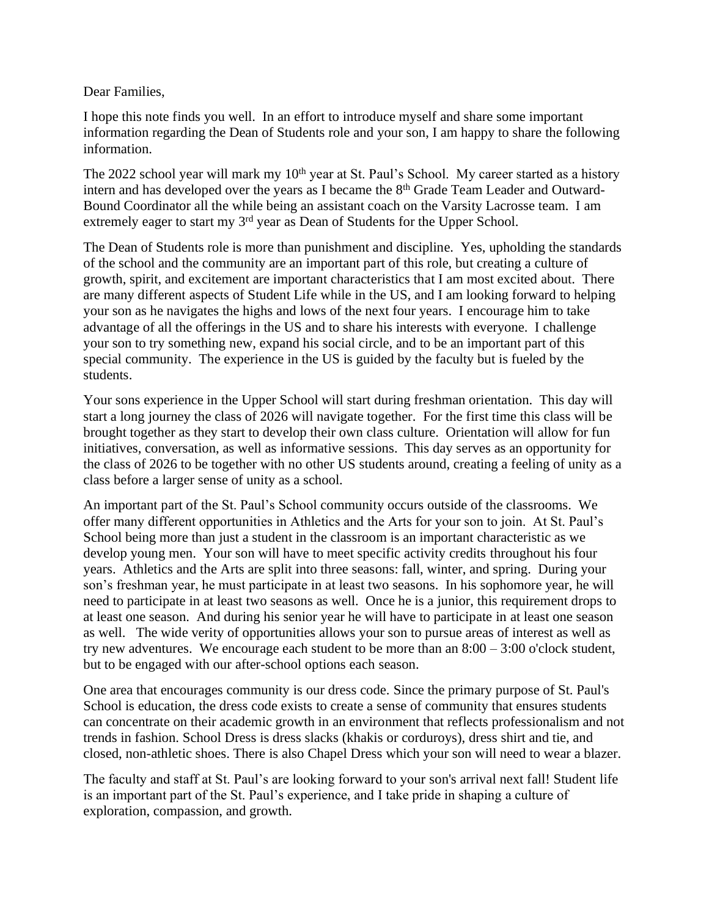Dear Families,

I hope this note finds you well. In an effort to introduce myself and share some important information regarding the Dean of Students role and your son, I am happy to share the following information.

The 2022 school year will mark my 10th year at St. Paul's School. My career started as a history intern and has developed over the years as I became the 8th Grade Team Leader and Outward-Bound Coordinator all the while being an assistant coach on the Varsity Lacrosse team. I am extremely eager to start my 3rd year as Dean of Students for the Upper School.

The Dean of Students role is more than punishment and discipline. Yes, upholding the standards of the school and the community are an important part of this role, but creating a culture of growth, spirit, and excitement are important characteristics that I am most excited about. There are many different aspects of Student Life while in the US, and I am looking forward to helping your son as he navigates the highs and lows of the next four years. I encourage him to take advantage of all the offerings in the US and to share his interests with everyone. I challenge your son to try something new, expand his social circle, and to be an important part of this special community. The experience in the US is guided by the faculty but is fueled by the students.

Your sons experience in the Upper School will start during freshman orientation. This day will start a long journey the class of 2026 will navigate together. For the first time this class will be brought together as they start to develop their own class culture. Orientation will allow for fun initiatives, conversation, as well as informative sessions. This day serves as an opportunity for the class of 2026 to be together with no other US students around, creating a feeling of unity as a class before a larger sense of unity as a school.

An important part of the St. Paul's School community occurs outside of the classrooms. We offer many different opportunities in Athletics and the Arts for your son to join. At St. Paul's School being more than just a student in the classroom is an important characteristic as we develop young men. Your son will have to meet specific activity credits throughout his four years. Athletics and the Arts are split into three seasons: fall, winter, and spring. During your son's freshman year, he must participate in at least two seasons. In his sophomore year, he will need to participate in at least two seasons as well. Once he is a junior, this requirement drops to at least one season. And during his senior year he will have to participate in at least one season as well. The wide verity of opportunities allows your son to pursue areas of interest as well as try new adventures. We encourage each student to be more than an 8:00 – 3:00 o'clock student, but to be engaged with our after-school options each season.

One area that encourages community is our dress code. Since the primary purpose of St. Paul's School is education, the dress code exists to create a sense of community that ensures students can concentrate on their academic growth in an environment that reflects professionalism and not trends in fashion. School Dress is dress slacks (khakis or corduroys), dress shirt and tie, and closed, non-athletic shoes. There is also Chapel Dress which your son will need to wear a blazer.

The faculty and staff at St. Paul's are looking forward to your son's arrival next fall! Student life is an important part of the St. Paul's experience, and I take pride in shaping a culture of exploration, compassion, and growth.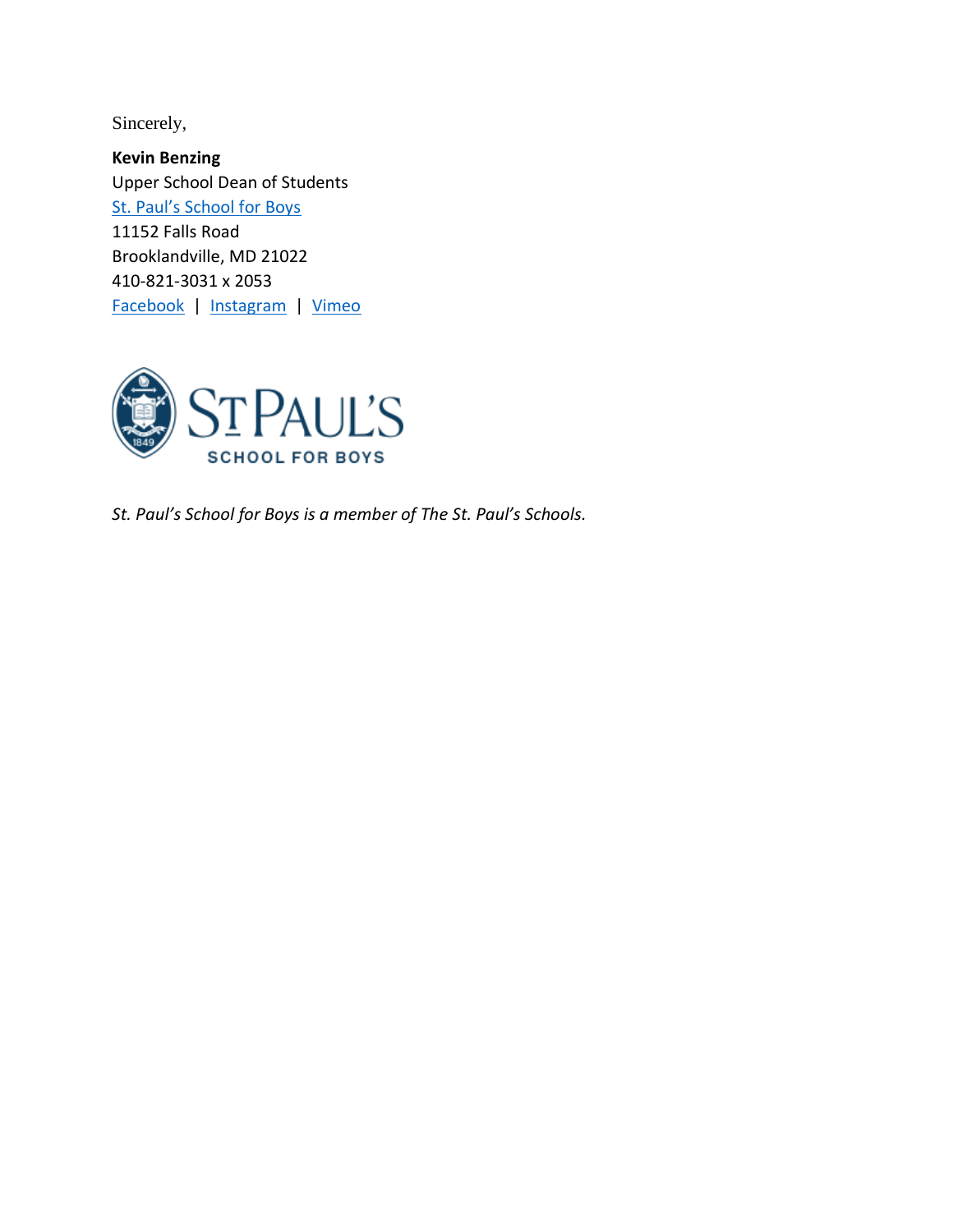Sincerely,

**Kevin Benzing**
Upper School Dean of Students
St. Paul's School for Boys
11152 Falls Road
Brooklandville, MD 21022
410-821-3031 x 2053
Facebook | Instagram | Vimeo

*St. Paul's School for Boys is a member of The St. Paul's Schools.*